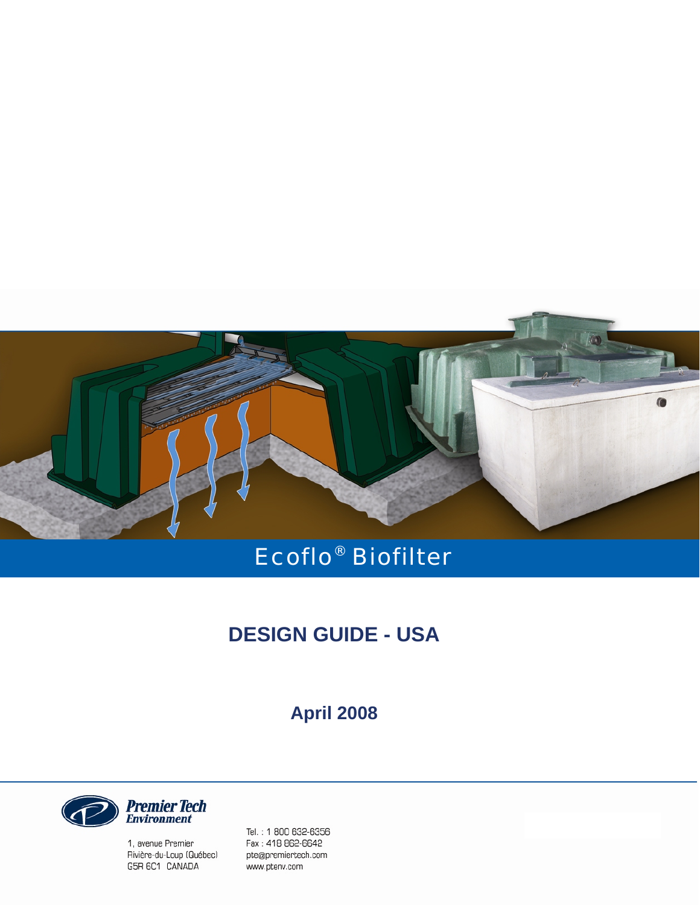# Ecoflo® Biofilter

## DESIGN GUIDE - USA

**April 2008**

**Premier Tech Environment**

1, avenue Premier
Rivière-du-Loup (Québec)
G5R 6C1 CANADA

Tel. : 1 800 632-6356
Fax : 418 862-6642
pte@premiertech.com
www.ptenv.com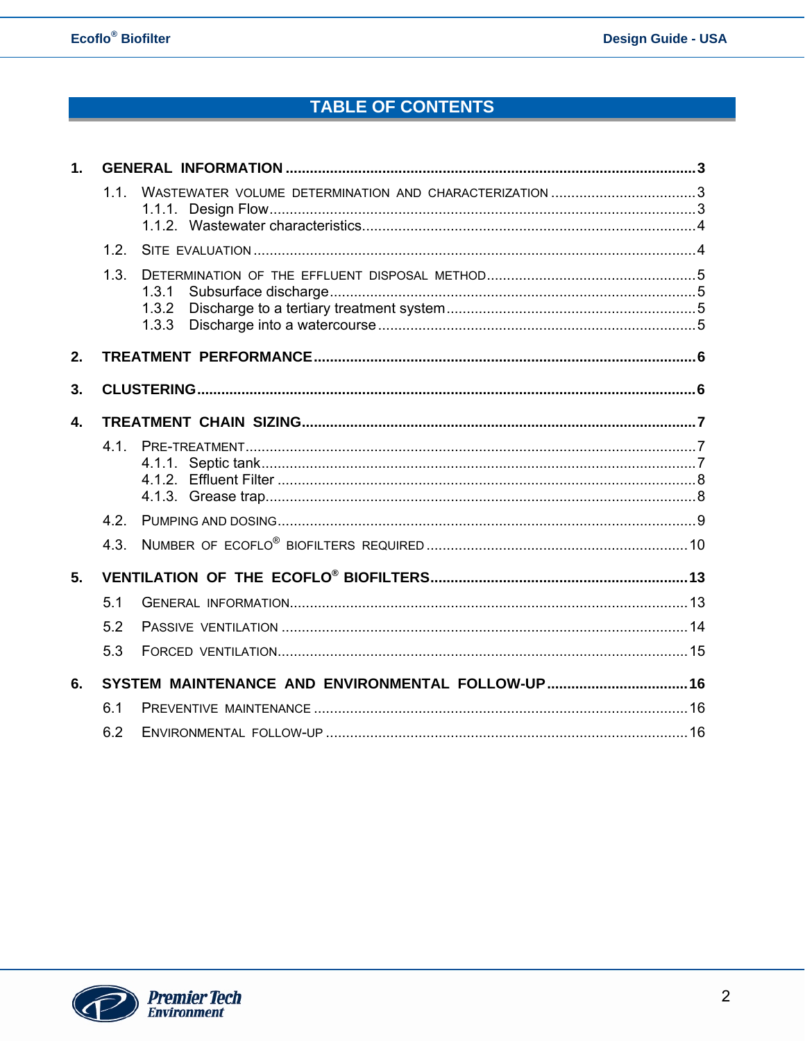# TABLE OF CONTENTS

1. **GENERAL INFORMATION** ..... 3
   - 1.1. Wastewater volume determination and characterization ..... 3
     - 1.1.1. Design Flow ..... 3
     - 1.1.2. Wastewater characteristics ..... 4
   - 1.2. Site evaluation ..... 4
   - 1.3. Determination of the effluent disposal method ..... 5
     - 1.3.1 Subsurface discharge ..... 5
     - 1.3.2 Discharge to a tertiary treatment system ..... 5
     - 1.3.3 Discharge into a watercourse ..... 5
2. **TREATMENT PERFORMANCE** ..... 6
3. **CLUSTERING** ..... 6
4. **TREATMENT CHAIN SIZING** ..... 7
   - 4.1. Pre-treatment ..... 7
     - 4.1.1. Septic tank ..... 7
     - 4.1.2. Effluent Filter ..... 8
     - 4.1.3. Grease trap ..... 8
   - 4.2. Pumping and dosing ..... 9
   - 4.3. Number of Ecoflo® biofilters required ..... 10
5. **VENTILATION OF THE ECOFLO® BIOFILTERS** ..... 13
   - 5.1 General information ..... 13
   - 5.2 Passive ventilation ..... 14
   - 5.3 Forced ventilation ..... 15
6. **SYSTEM MAINTENANCE AND ENVIRONMENTAL FOLLOW-UP** ..... 16
   - 6.1 Preventive maintenance ..... 16
   - 6.2 Environmental follow-up ..... 16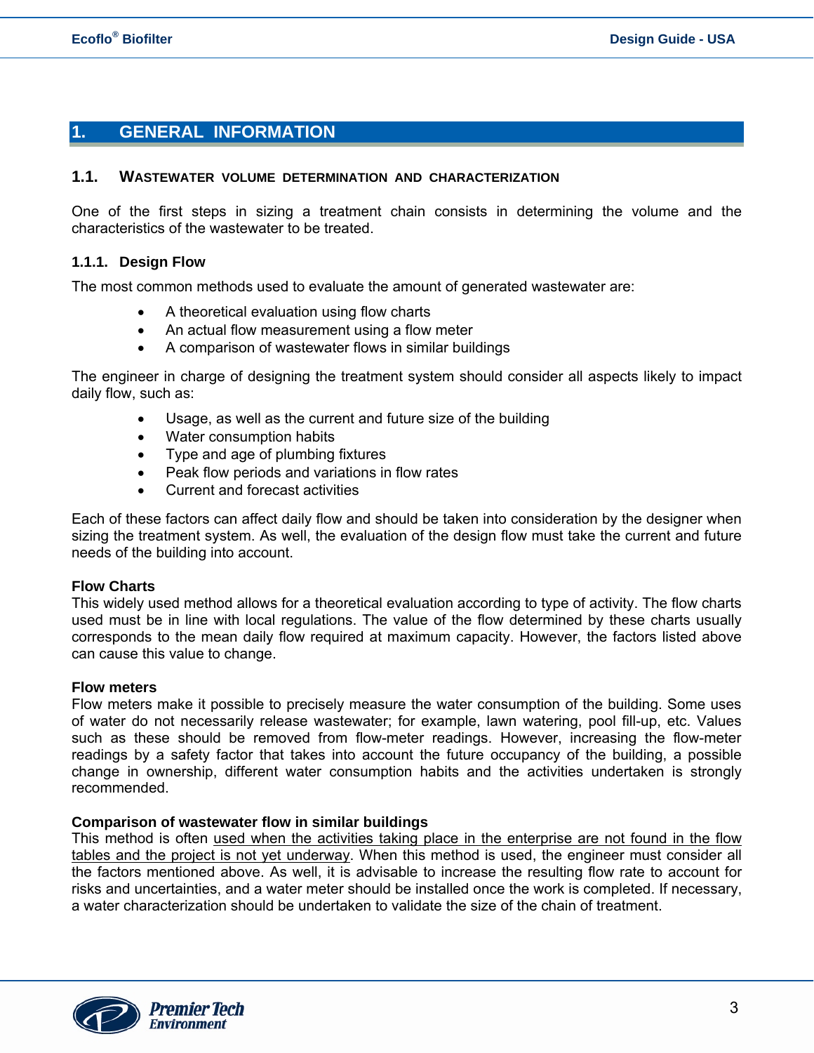# 1. GENERAL INFORMATION

## 1.1. WASTEWATER VOLUME DETERMINATION AND CHARACTERIZATION

One of the first steps in sizing a treatment chain consists in determining the volume and the characteristics of the wastewater to be treated.

### 1.1.1. Design Flow

The most common methods used to evaluate the amount of generated wastewater are:

- A theoretical evaluation using flow charts
- An actual flow measurement using a flow meter
- A comparison of wastewater flows in similar buildings

The engineer in charge of designing the treatment system should consider all aspects likely to impact daily flow, such as:

- Usage, as well as the current and future size of the building
- Water consumption habits
- Type and age of plumbing fixtures
- Peak flow periods and variations in flow rates
- Current and forecast activities

Each of these factors can affect daily flow and should be taken into consideration by the designer when sizing the treatment system. As well, the evaluation of the design flow must take the current and future needs of the building into account.

**Flow Charts**
This widely used method allows for a theoretical evaluation according to type of activity. The flow charts used must be in line with local regulations. The value of the flow determined by these charts usually corresponds to the mean daily flow required at maximum capacity. However, the factors listed above can cause this value to change.

**Flow meters**
Flow meters make it possible to precisely measure the water consumption of the building. Some uses of water do not necessarily release wastewater; for example, lawn watering, pool fill-up, etc. Values such as these should be removed from flow-meter readings. However, increasing the flow-meter readings by a safety factor that takes into account the future occupancy of the building, a possible change in ownership, different water consumption habits and the activities undertaken is strongly recommended.

**Comparison of wastewater flow in similar buildings**
This method is often <u>used when the activities taking place in the enterprise are not found in the flow tables and the project is not yet underway</u>. When this method is used, the engineer must consider all the factors mentioned above. As well, it is advisable to increase the resulting flow rate to account for risks and uncertainties, and a water meter should be installed once the work is completed. If necessary, a water characterization should be undertaken to validate the size of the chain of treatment.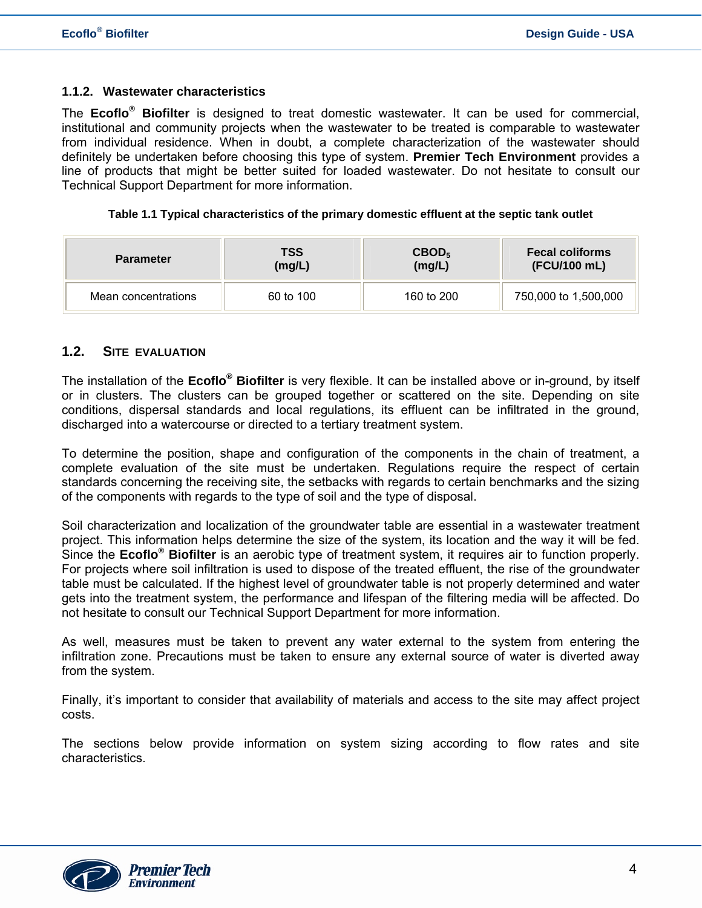### 1.1.2. Wastewater characteristics

The **Ecoflo® Biofilter** is designed to treat domestic wastewater. It can be used for commercial, institutional and community projects when the wastewater to be treated is comparable to wastewater from individual residence. When in doubt, a complete characterization of the wastewater should definitely be undertaken before choosing this type of system. **Premier Tech Environment** provides a line of products that might be better suited for loaded wastewater. Do not hesitate to consult our Technical Support Department for more information.

**Table 1.1 Typical characteristics of the primary domestic effluent at the septic tank outlet**

| Parameter | TSS (mg/L) | $CBOD_5$ (mg/L) | Fecal coliforms (FCU/100 mL) |
|---|---|---|---|
| Mean concentrations | 60 to 100 | 160 to 200 | 750,000 to 1,500,000 |

## 1.2. SITE EVALUATION

The installation of the **Ecoflo® Biofilter** is very flexible. It can be installed above or in-ground, by itself or in clusters. The clusters can be grouped together or scattered on the site. Depending on site conditions, dispersal standards and local regulations, its effluent can be infiltrated in the ground, discharged into a watercourse or directed to a tertiary treatment system.

To determine the position, shape and configuration of the components in the chain of treatment, a complete evaluation of the site must be undertaken. Regulations require the respect of certain standards concerning the receiving site, the setbacks with regards to certain benchmarks and the sizing of the components with regards to the type of soil and the type of disposal.

Soil characterization and localization of the groundwater table are essential in a wastewater treatment project. This information helps determine the size of the system, its location and the way it will be fed. Since the **Ecoflo® Biofilter** is an aerobic type of treatment system, it requires air to function properly. For projects where soil infiltration is used to dispose of the treated effluent, the rise of the groundwater table must be calculated. If the highest level of groundwater table is not properly determined and water gets into the treatment system, the performance and lifespan of the filtering media will be affected. Do not hesitate to consult our Technical Support Department for more information.

As well, measures must be taken to prevent any water external to the system from entering the infiltration zone. Precautions must be taken to ensure any external source of water is diverted away from the system.

Finally, it's important to consider that availability of materials and access to the site may affect project costs.

The sections below provide information on system sizing according to flow rates and site characteristics.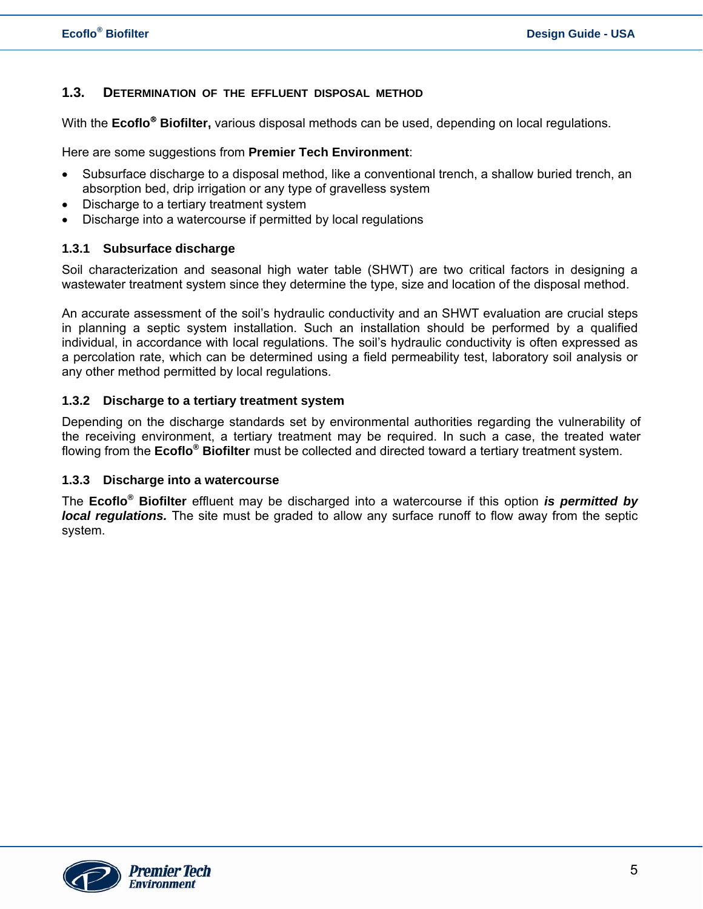## 1.3. DETERMINATION OF THE EFFLUENT DISPOSAL METHOD

With the **Ecoflo® Biofilter,** various disposal methods can be used, depending on local regulations.

Here are some suggestions from **Premier Tech Environment**:

- Subsurface discharge to a disposal method, like a conventional trench, a shallow buried trench, an absorption bed, drip irrigation or any type of gravelless system
- Discharge to a tertiary treatment system
- Discharge into a watercourse if permitted by local regulations

### 1.3.1 Subsurface discharge

Soil characterization and seasonal high water table (SHWT) are two critical factors in designing a wastewater treatment system since they determine the type, size and location of the disposal method.

An accurate assessment of the soil's hydraulic conductivity and an SHWT evaluation are crucial steps in planning a septic system installation. Such an installation should be performed by a qualified individual, in accordance with local regulations. The soil's hydraulic conductivity is often expressed as a percolation rate, which can be determined using a field permeability test, laboratory soil analysis or any other method permitted by local regulations.

### 1.3.2 Discharge to a tertiary treatment system

Depending on the discharge standards set by environmental authorities regarding the vulnerability of the receiving environment, a tertiary treatment may be required. In such a case, the treated water flowing from the **Ecoflo® Biofilter** must be collected and directed toward a tertiary treatment system.

### 1.3.3 Discharge into a watercourse

The **Ecoflo® Biofilter** effluent may be discharged into a watercourse if this option ***is permitted by local regulations.*** The site must be graded to allow any surface runoff to flow away from the septic system.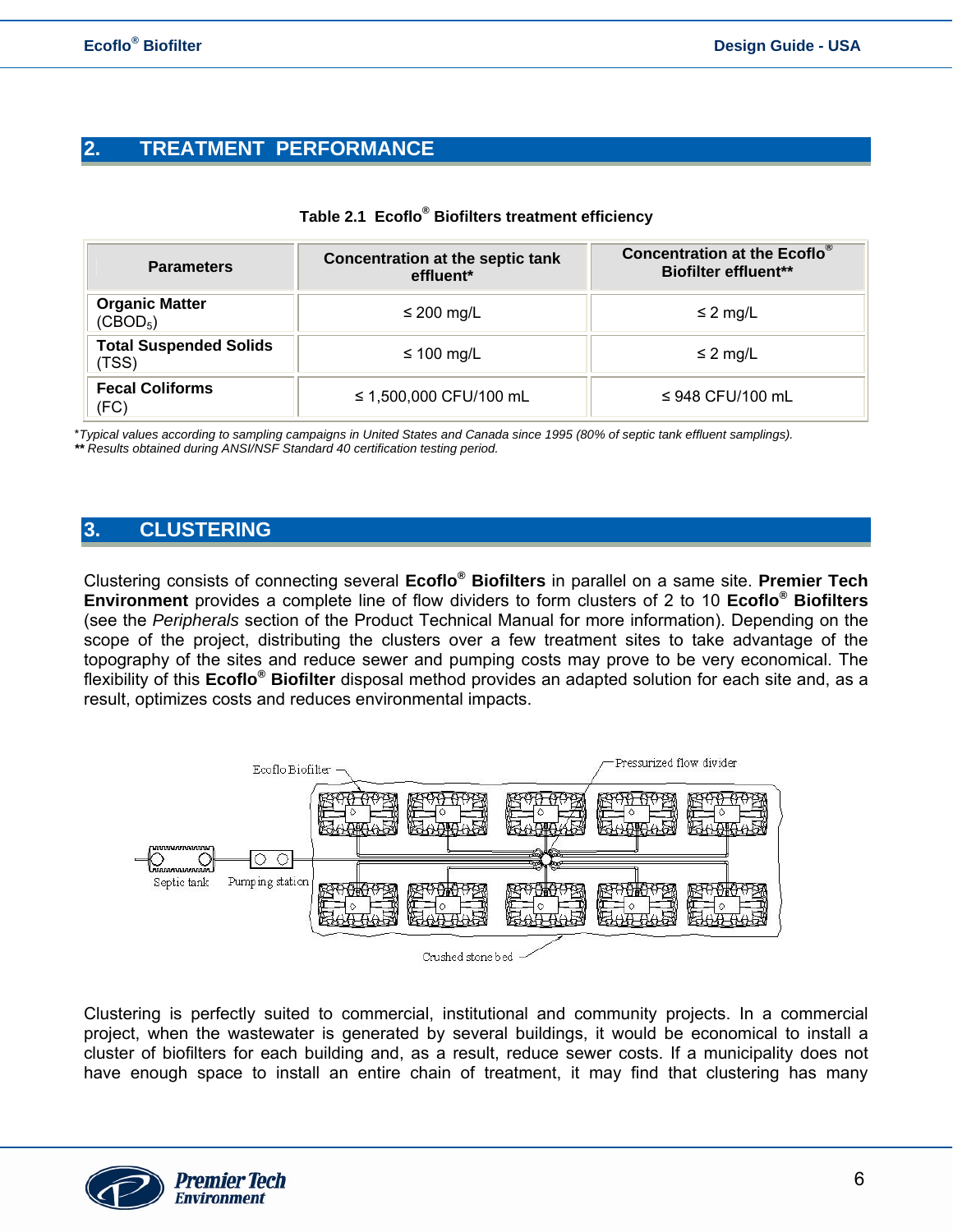## 2. TREATMENT PERFORMANCE

**Table 2.1 Ecoflo® Biofilters treatment efficiency**

| Parameters | Concentration at the septic tank effluent* | Concentration at the Ecoflo® Biofilter effluent** |
|---|---|---|
| **Organic Matter** ($CBOD_5$) | ≤ 200 mg/L | ≤ 2 mg/L |
| **Total Suspended Solids** (TSS) | ≤ 100 mg/L | ≤ 2 mg/L |
| **Fecal Coliforms** (FC) | ≤ 1,500,000 CFU/100 mL | ≤ 948 CFU/100 mL |

\**Typical values according to sampling campaigns in United States and Canada since 1995 (80% of septic tank effluent samplings).*
**\*\*** *Results obtained during ANSI/NSF Standard 40 certification testing period.*

## 3. CLUSTERING

Clustering consists of connecting several **Ecoflo® Biofilters** in parallel on a same site. **Premier Tech Environment** provides a complete line of flow dividers to form clusters of 2 to 10 **Ecoflo® Biofilters** (see the *Peripherals* section of the Product Technical Manual for more information). Depending on the scope of the project, distributing the clusters over a few treatment sites to take advantage of the topography of the sites and reduce sewer and pumping costs may prove to be very economical. The flexibility of this **Ecoflo® Biofilter** disposal method provides an adapted solution for each site and, as a result, optimizes costs and reduces environmental impacts.

Ecoflo Biofilter
Pressurized flow divider
Septic tank
Pumping station
Crushed stone bed

Clustering is perfectly suited to commercial, institutional and community projects. In a commercial project, when the wastewater is generated by several buildings, it would be economical to install a cluster of biofilters for each building and, as a result, reduce sewer costs. If a municipality does not have enough space to install an entire chain of treatment, it may find that clustering has many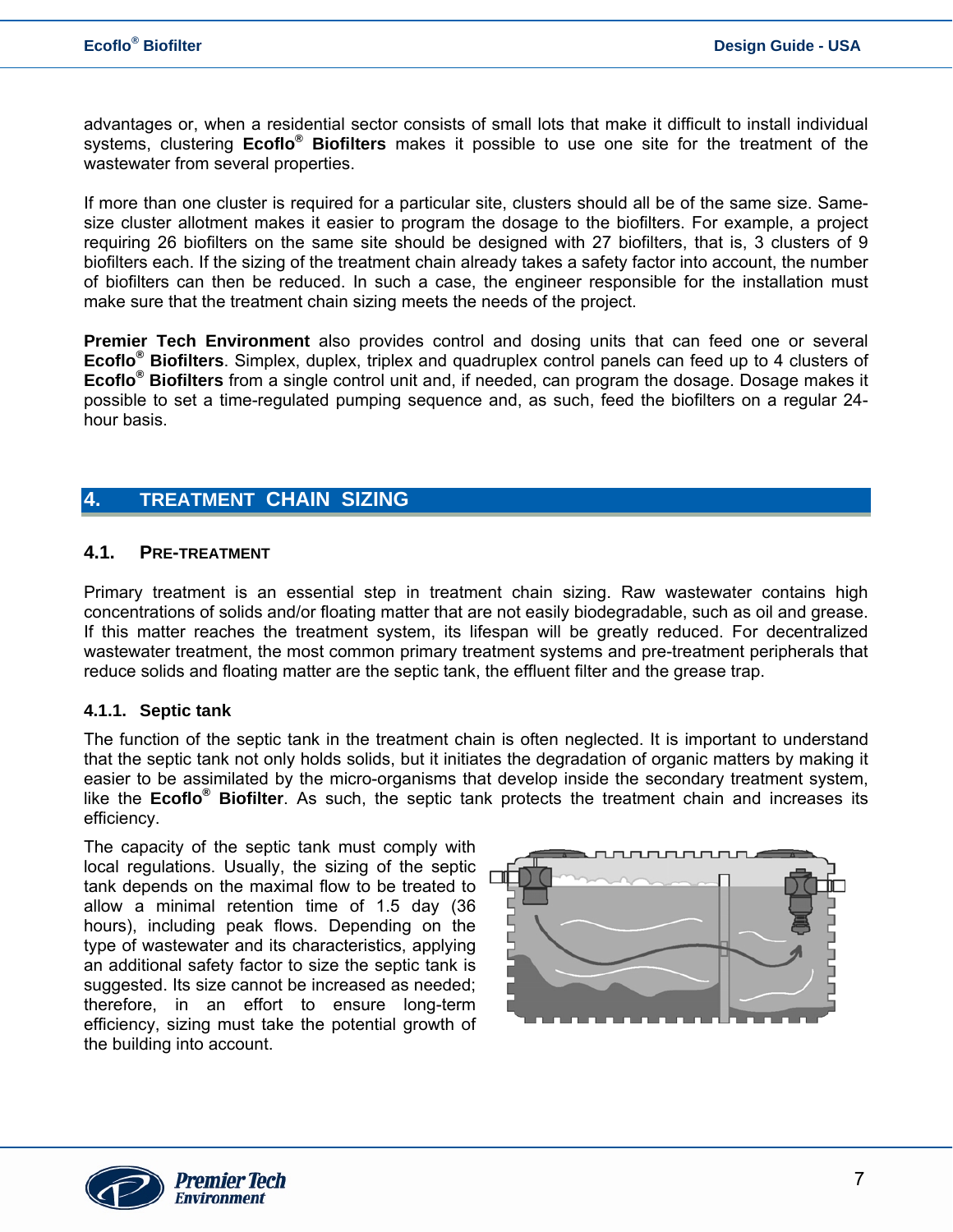advantages or, when a residential sector consists of small lots that make it difficult to install individual systems, clustering **Ecoflo® Biofilters** makes it possible to use one site for the treatment of the wastewater from several properties.

If more than one cluster is required for a particular site, clusters should all be of the same size. Same-size cluster allotment makes it easier to program the dosage to the biofilters. For example, a project requiring 26 biofilters on the same site should be designed with 27 biofilters, that is, 3 clusters of 9 biofilters each. If the sizing of the treatment chain already takes a safety factor into account, the number of biofilters can then be reduced. In such a case, the engineer responsible for the installation must make sure that the treatment chain sizing meets the needs of the project.

**Premier Tech Environment** also provides control and dosing units that can feed one or several **Ecoflo® Biofilters**. Simplex, duplex, triplex and quadruplex control panels can feed up to 4 clusters of **Ecoflo® Biofilters** from a single control unit and, if needed, can program the dosage. Dosage makes it possible to set a time-regulated pumping sequence and, as such, feed the biofilters on a regular 24-hour basis.

# 4. TREATMENT CHAIN SIZING

## 4.1. PRE-TREATMENT

Primary treatment is an essential step in treatment chain sizing. Raw wastewater contains high concentrations of solids and/or floating matter that are not easily biodegradable, such as oil and grease. If this matter reaches the treatment system, its lifespan will be greatly reduced. For decentralized wastewater treatment, the most common primary treatment systems and pre-treatment peripherals that reduce solids and floating matter are the septic tank, the effluent filter and the grease trap.

### 4.1.1. Septic tank

The function of the septic tank in the treatment chain is often neglected. It is important to understand that the septic tank not only holds solids, but it initiates the degradation of organic matters by making it easier to be assimilated by the micro-organisms that develop inside the secondary treatment system, like the **Ecoflo® Biofilter**. As such, the septic tank protects the treatment chain and increases its efficiency.

The capacity of the septic tank must comply with local regulations. Usually, the sizing of the septic tank depends on the maximal flow to be treated to allow a minimal retention time of 1.5 day (36 hours), including peak flows. Depending on the type of wastewater and its characteristics, applying an additional safety factor to size the septic tank is suggested. Its size cannot be increased as needed; therefore, in an effort to ensure long-term efficiency, sizing must take the potential growth of the building into account.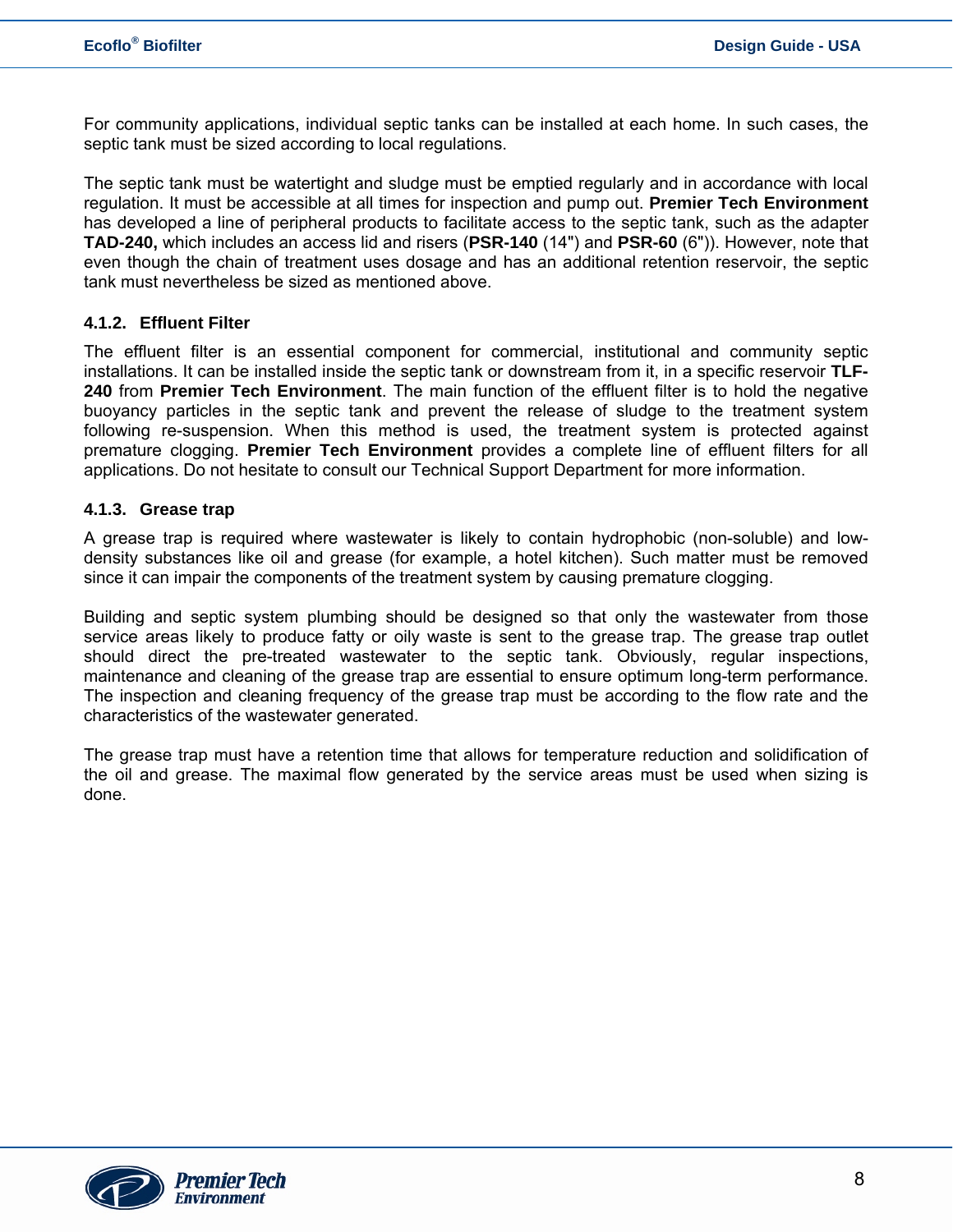For community applications, individual septic tanks can be installed at each home. In such cases, the septic tank must be sized according to local regulations.

The septic tank must be watertight and sludge must be emptied regularly and in accordance with local regulation. It must be accessible at all times for inspection and pump out. **Premier Tech Environment** has developed a line of peripheral products to facilitate access to the septic tank, such as the adapter **TAD-240,** which includes an access lid and risers (**PSR-140** (14") and **PSR-60** (6")). However, note that even though the chain of treatment uses dosage and has an additional retention reservoir, the septic tank must nevertheless be sized as mentioned above.

### 4.1.2. Effluent Filter

The effluent filter is an essential component for commercial, institutional and community septic installations. It can be installed inside the septic tank or downstream from it, in a specific reservoir **TLF-240** from **Premier Tech Environment**. The main function of the effluent filter is to hold the negative buoyancy particles in the septic tank and prevent the release of sludge to the treatment system following re-suspension. When this method is used, the treatment system is protected against premature clogging. **Premier Tech Environment** provides a complete line of effluent filters for all applications. Do not hesitate to consult our Technical Support Department for more information.

### 4.1.3. Grease trap

A grease trap is required where wastewater is likely to contain hydrophobic (non-soluble) and low-density substances like oil and grease (for example, a hotel kitchen). Such matter must be removed since it can impair the components of the treatment system by causing premature clogging.

Building and septic system plumbing should be designed so that only the wastewater from those service areas likely to produce fatty or oily waste is sent to the grease trap. The grease trap outlet should direct the pre-treated wastewater to the septic tank. Obviously, regular inspections, maintenance and cleaning of the grease trap are essential to ensure optimum long-term performance. The inspection and cleaning frequency of the grease trap must be according to the flow rate and the characteristics of the wastewater generated.

The grease trap must have a retention time that allows for temperature reduction and solidification of the oil and grease. The maximal flow generated by the service areas must be used when sizing is done.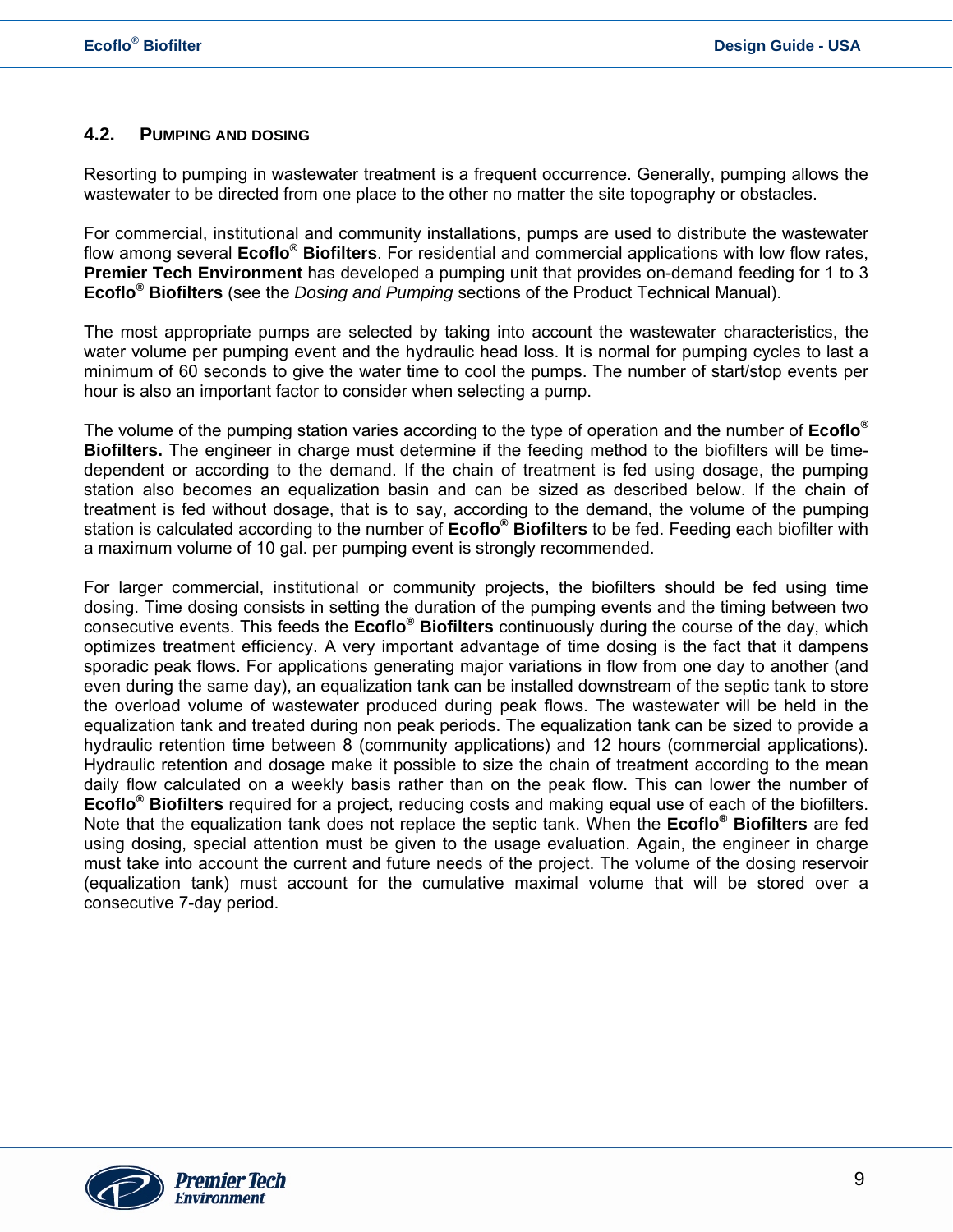## 4.2. PUMPING AND DOSING

Resorting to pumping in wastewater treatment is a frequent occurrence. Generally, pumping allows the wastewater to be directed from one place to the other no matter the site topography or obstacles.

For commercial, institutional and community installations, pumps are used to distribute the wastewater flow among several **Ecoflo® Biofilters**. For residential and commercial applications with low flow rates, **Premier Tech Environment** has developed a pumping unit that provides on-demand feeding for 1 to 3 **Ecoflo® Biofilters** (see the *Dosing and Pumping* sections of the Product Technical Manual).

The most appropriate pumps are selected by taking into account the wastewater characteristics, the water volume per pumping event and the hydraulic head loss. It is normal for pumping cycles to last a minimum of 60 seconds to give the water time to cool the pumps. The number of start/stop events per hour is also an important factor to consider when selecting a pump.

The volume of the pumping station varies according to the type of operation and the number of **Ecoflo® Biofilters.** The engineer in charge must determine if the feeding method to the biofilters will be time-dependent or according to the demand. If the chain of treatment is fed using dosage, the pumping station also becomes an equalization basin and can be sized as described below. If the chain of treatment is fed without dosage, that is to say, according to the demand, the volume of the pumping station is calculated according to the number of **Ecoflo® Biofilters** to be fed. Feeding each biofilter with a maximum volume of 10 gal. per pumping event is strongly recommended.

For larger commercial, institutional or community projects, the biofilters should be fed using time dosing. Time dosing consists in setting the duration of the pumping events and the timing between two consecutive events. This feeds the **Ecoflo® Biofilters** continuously during the course of the day, which optimizes treatment efficiency. A very important advantage of time dosing is the fact that it dampens sporadic peak flows. For applications generating major variations in flow from one day to another (and even during the same day), an equalization tank can be installed downstream of the septic tank to store the overload volume of wastewater produced during peak flows. The wastewater will be held in the equalization tank and treated during non peak periods. The equalization tank can be sized to provide a hydraulic retention time between 8 (community applications) and 12 hours (commercial applications). Hydraulic retention and dosage make it possible to size the chain of treatment according to the mean daily flow calculated on a weekly basis rather than on the peak flow. This can lower the number of **Ecoflo® Biofilters** required for a project, reducing costs and making equal use of each of the biofilters. Note that the equalization tank does not replace the septic tank. When the **Ecoflo® Biofilters** are fed using dosing, special attention must be given to the usage evaluation. Again, the engineer in charge must take into account the current and future needs of the project. The volume of the dosing reservoir (equalization tank) must account for the cumulative maximal volume that will be stored over a consecutive 7-day period.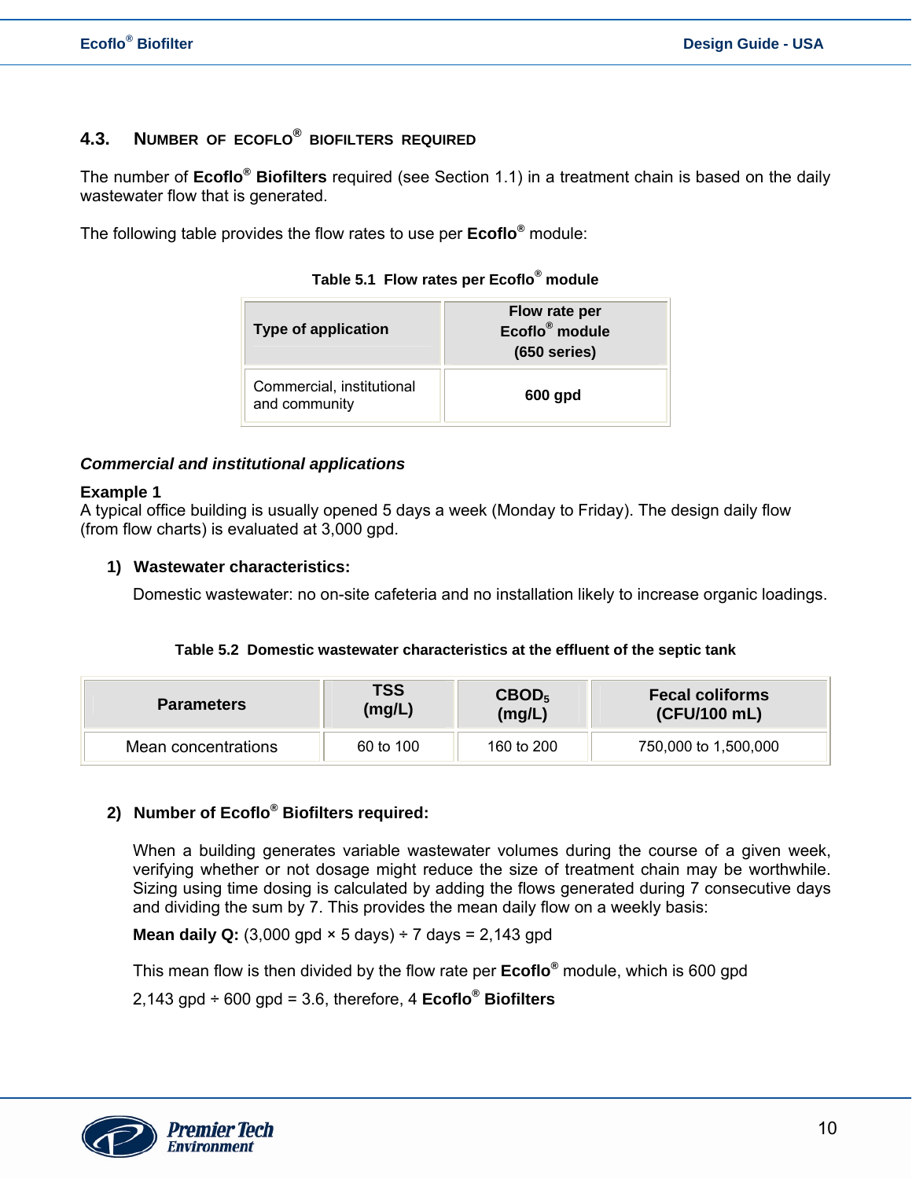## 4.3. NUMBER OF ECOFLO® BIOFILTERS REQUIRED

The number of **Ecoflo® Biofilters** required (see Section 1.1) in a treatment chain is based on the daily wastewater flow that is generated.

The following table provides the flow rates to use per **Ecoflo®** module:

**Table 5.1 Flow rates per Ecoflo® module**

| Type of application | Flow rate per Ecoflo® module (650 series) |
|---|---|
| Commercial, institutional and community | **600 gpd** |

***Commercial and institutional applications***

**Example 1**
A typical office building is usually opened 5 days a week (Monday to Friday). The design daily flow (from flow charts) is evaluated at 3,000 gpd.

1) **Wastewater characteristics:**

   Domestic wastewater: no on-site cafeteria and no installation likely to increase organic loadings.

**Table 5.2 Domestic wastewater characteristics at the effluent of the septic tank**

| Parameters | TSS (mg/L) | $CBOD_5$ (mg/L) | Fecal coliforms (CFU/100 mL) |
|---|---|---|---|
| Mean concentrations | 60 to 100 | 160 to 200 | 750,000 to 1,500,000 |

2) **Number of Ecoflo® Biofilters required:**

   When a building generates variable wastewater volumes during the course of a given week, verifying whether or not dosage might reduce the size of treatment chain may be worthwhile. Sizing using time dosing is calculated by adding the flows generated during 7 consecutive days and dividing the sum by 7. This provides the mean daily flow on a weekly basis:

   **Mean daily Q:** (3,000 gpd × 5 days) ÷ 7 days = 2,143 gpd

   This mean flow is then divided by the flow rate per **Ecoflo®** module, which is 600 gpd

   2,143 gpd ÷ 600 gpd = 3.6, therefore, 4 **Ecoflo® Biofilters**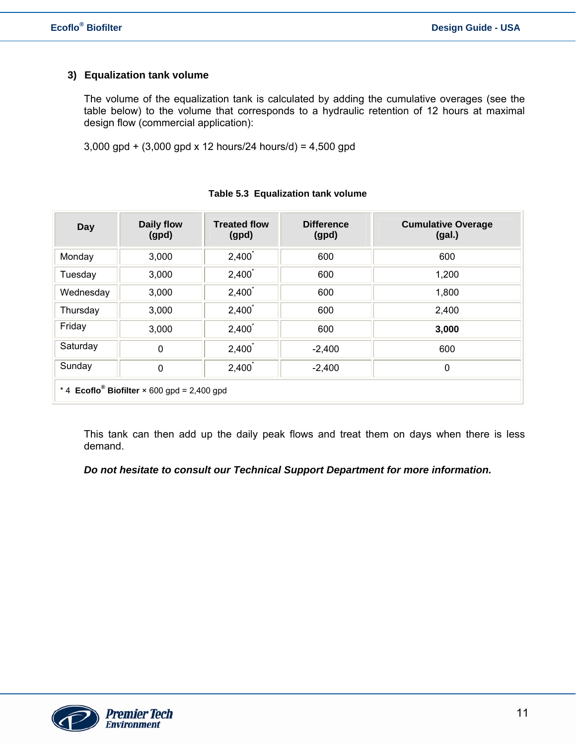### 3) Equalization tank volume

The volume of the equalization tank is calculated by adding the cumulative overages (see the table below) to the volume that corresponds to a hydraulic retention of 12 hours at maximal design flow (commercial application):

3,000 gpd + (3,000 gpd x 12 hours/24 hours/d) = 4,500 gpd

**Table 5.3 Equalization tank volume**

| Day | Daily flow (gpd) | Treated flow (gpd) | Difference (gpd) | Cumulative Overage (gal.) |
|---|---|---|---|---|
| Monday | 3,000 | 2,400* | 600 | 600 |
| Tuesday | 3,000 | 2,400* | 600 | 1,200 |
| Wednesday | 3,000 | 2,400* | 600 | 1,800 |
| Thursday | 3,000 | 2,400* | 600 | 2,400 |
| Friday | 3,000 | 2,400* | 600 | **3,000** |
| Saturday | 0 | 2,400* | -2,400 | 600 |
| Sunday | 0 | 2,400* | -2,400 | 0 |

\* 4 **Ecoflo® Biofilter** × 600 gpd = 2,400 gpd

This tank can then add up the daily peak flows and treat them on days when there is less demand.

***Do not hesitate to consult our Technical Support Department for more information.***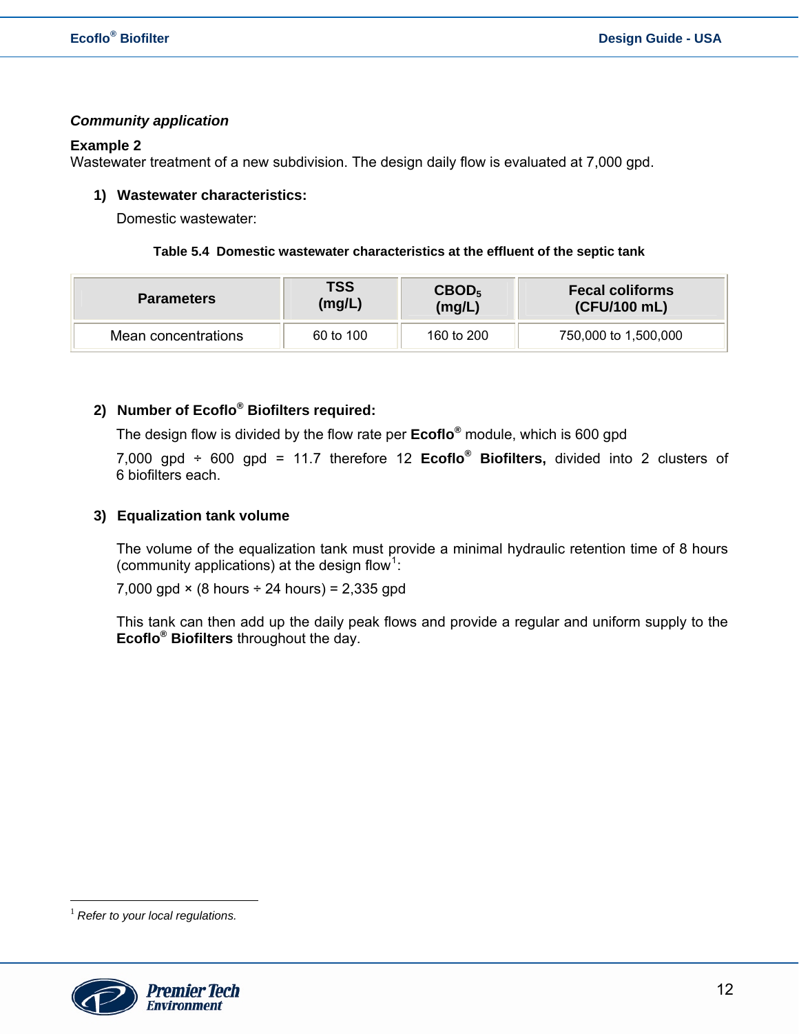### *Community application*

**Example 2**
Wastewater treatment of a new subdivision. The design daily flow is evaluated at 7,000 gpd.

1) **Wastewater characteristics:**

   Domestic wastewater:

**Table 5.4 Domestic wastewater characteristics at the effluent of the septic tank**

| Parameters | TSS (mg/L) | $CBOD_5$ (mg/L) | Fecal coliforms (CFU/100 mL) |
|---|---|---|---|
| Mean concentrations | 60 to 100 | 160 to 200 | 750,000 to 1,500,000 |

2) **Number of Ecoflo® Biofilters required:**

   The design flow is divided by the flow rate per **Ecoflo®** module, which is 600 gpd

   7,000 gpd ÷ 600 gpd = 11.7 therefore 12 **Ecoflo® Biofilters,** divided into 2 clusters of 6 biofilters each.

3) **Equalization tank volume**

   The volume of the equalization tank must provide a minimal hydraulic retention time of 8 hours (community applications) at the design flow[1]:

   7,000 gpd × (8 hours ÷ 24 hours) = 2,335 gpd

   This tank can then add up the daily peak flows and provide a regular and uniform supply to the **Ecoflo® Biofilters** throughout the day.

---

[1] *Refer to your local regulations.*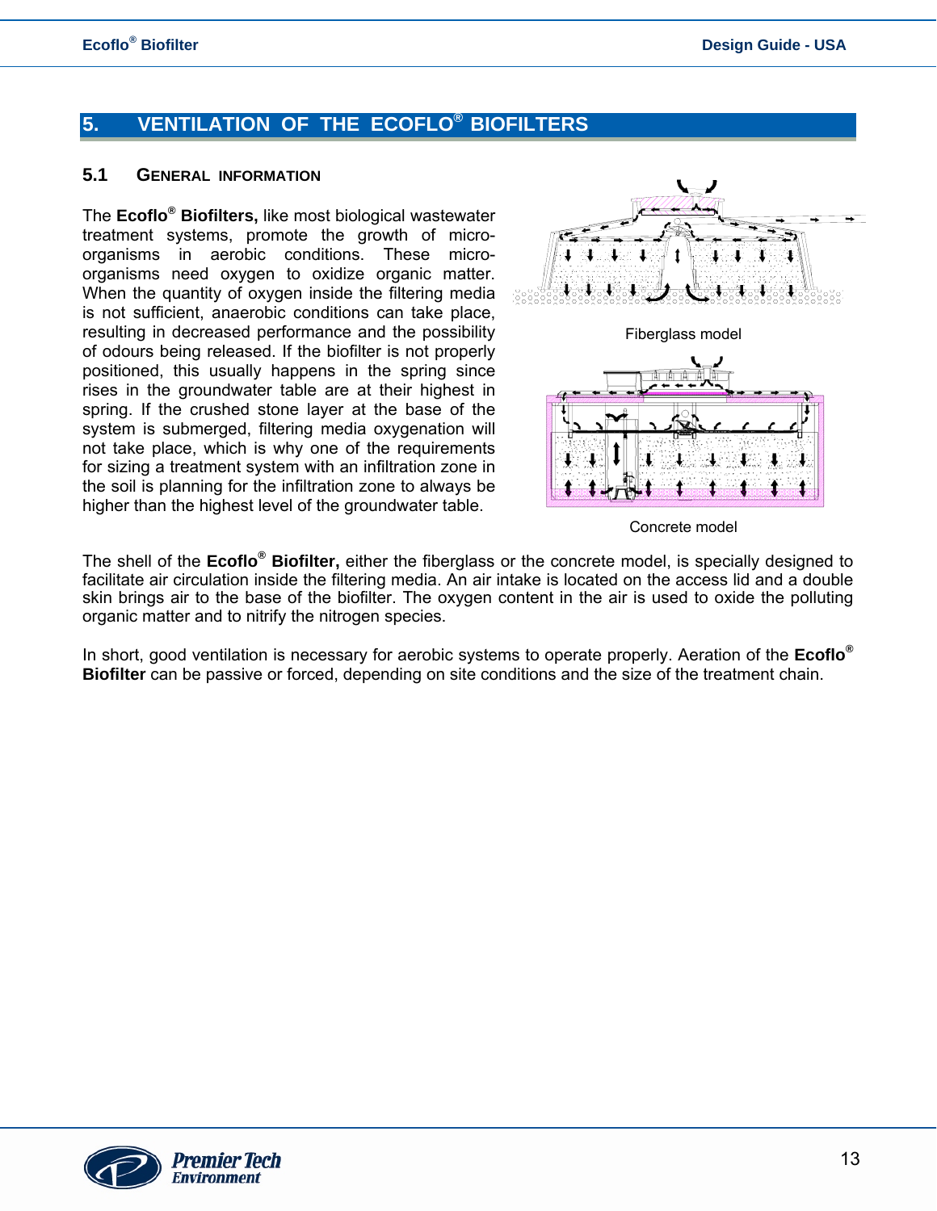# 5. VENTILATION OF THE ECOFLO® BIOFILTERS

## 5.1 GENERAL INFORMATION

The **Ecoflo® Biofilters,** like most biological wastewater treatment systems, promote the growth of micro-organisms in aerobic conditions. These micro-organisms need oxygen to oxidize organic matter. When the quantity of oxygen inside the filtering media is not sufficient, anaerobic conditions can take place, resulting in decreased performance and the possibility of odours being released. If the biofilter is not properly positioned, this usually happens in the spring since rises in the groundwater table are at their highest in spring. If the crushed stone layer at the base of the system is submerged, filtering media oxygenation will not take place, which is why one of the requirements for sizing a treatment system with an infiltration zone in the soil is planning for the infiltration zone to always be higher than the highest level of the groundwater table.

Fiberglass model

Concrete model

The shell of the **Ecoflo® Biofilter,** either the fiberglass or the concrete model, is specially designed to facilitate air circulation inside the filtering media. An air intake is located on the access lid and a double skin brings air to the base of the biofilter. The oxygen content in the air is used to oxide the polluting organic matter and to nitrify the nitrogen species.

In short, good ventilation is necessary for aerobic systems to operate properly. Aeration of the **Ecoflo® Biofilter** can be passive or forced, depending on site conditions and the size of the treatment chain.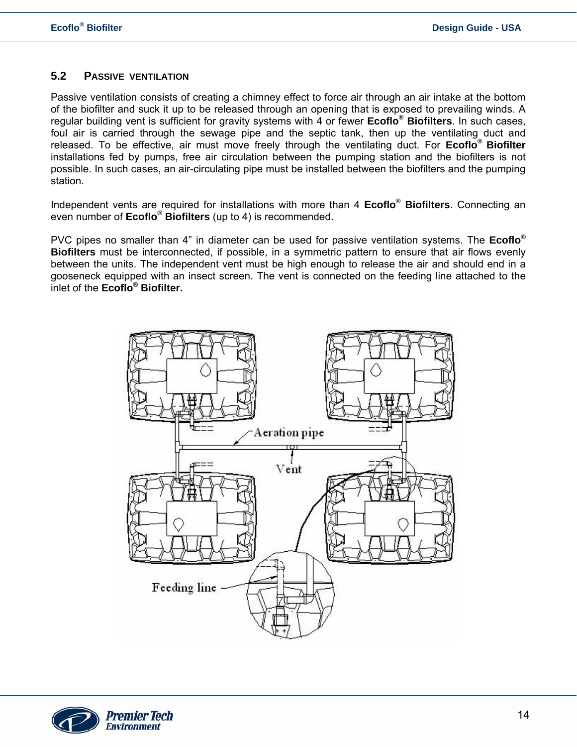## 5.2 PASSIVE VENTILATION

Passive ventilation consists of creating a chimney effect to force air through an air intake at the bottom of the biofilter and suck it up to be released through an opening that is exposed to prevailing winds. A regular building vent is sufficient for gravity systems with 4 or fewer **Ecoflo® Biofilters**. In such cases, foul air is carried through the sewage pipe and the septic tank, then up the ventilating duct and released. To be effective, air must move freely through the ventilating duct. For **Ecoflo® Biofilter** installations fed by pumps, free air circulation between the pumping station and the biofilters is not possible. In such cases, an air-circulating pipe must be installed between the biofilters and the pumping station.

Independent vents are required for installations with more than 4 **Ecoflo® Biofilters**. Connecting an even number of **Ecoflo® Biofilters** (up to 4) is recommended.

PVC pipes no smaller than 4" in diameter can be used for passive ventilation systems. The **Ecoflo® Biofilters** must be interconnected, if possible, in a symmetric pattern to ensure that air flows evenly between the units. The independent vent must be high enough to release the air and should end in a gooseneck equipped with an insect screen. The vent is connected on the feeding line attached to the inlet of the **Ecoflo® Biofilter.**

Aeration pipe

Vent

Feeding line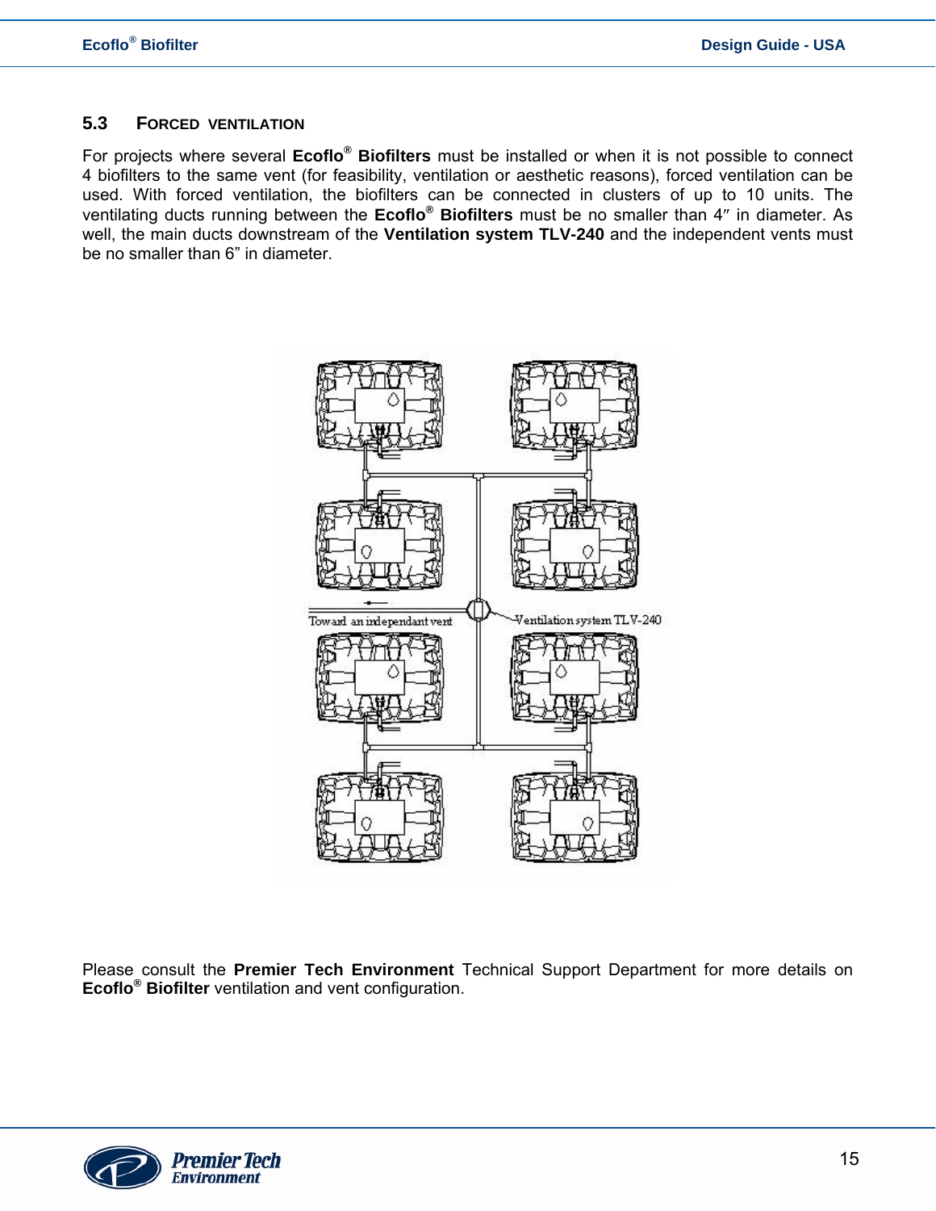## 5.3 FORCED VENTILATION

For projects where several **Ecoflo® Biofilters** must be installed or when it is not possible to connect 4 biofilters to the same vent (for feasibility, ventilation or aesthetic reasons), forced ventilation can be used. With forced ventilation, the biofilters can be connected in clusters of up to 10 units. The ventilating ducts running between the **Ecoflo® Biofilters** must be no smaller than 4″ in diameter. As well, the main ducts downstream of the **Ventilation system TLV-240** and the independent vents must be no smaller than 6” in diameter.

Toward an independant vent

Ventilation system TLV-240

Please consult the **Premier Tech Environment** Technical Support Department for more details on **Ecoflo® Biofilter** ventilation and vent configuration.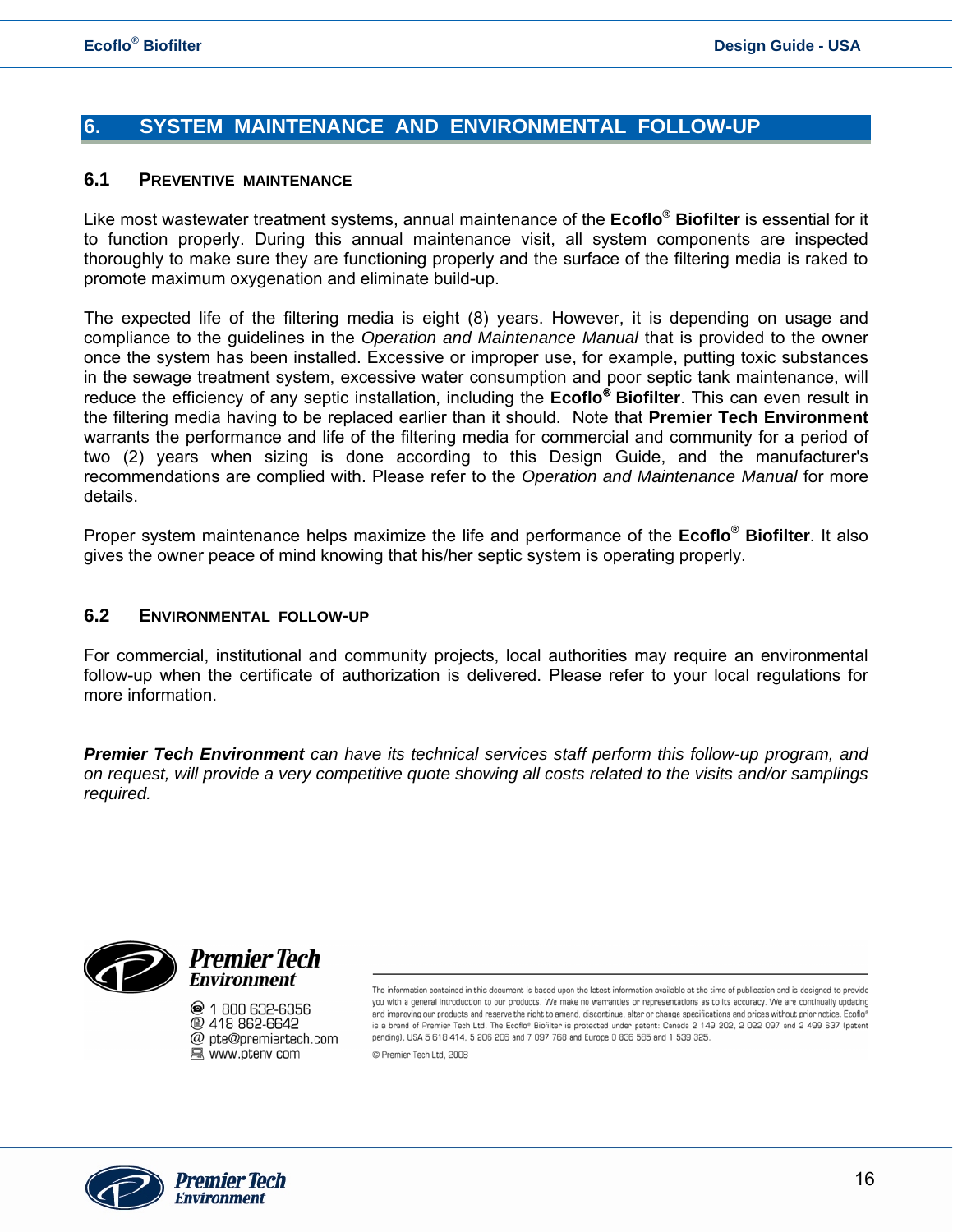# 6. SYSTEM MAINTENANCE AND ENVIRONMENTAL FOLLOW-UP

## 6.1 PREVENTIVE MAINTENANCE

Like most wastewater treatment systems, annual maintenance of the **Ecoflo® Biofilter** is essential for it to function properly. During this annual maintenance visit, all system components are inspected thoroughly to make sure they are functioning properly and the surface of the filtering media is raked to promote maximum oxygenation and eliminate build-up.

The expected life of the filtering media is eight (8) years. However, it is depending on usage and compliance to the guidelines in the *Operation and Maintenance Manual* that is provided to the owner once the system has been installed. Excessive or improper use, for example, putting toxic substances in the sewage treatment system, excessive water consumption and poor septic tank maintenance, will reduce the efficiency of any septic installation, including the **Ecoflo® Biofilter**. This can even result in the filtering media having to be replaced earlier than it should. Note that **Premier Tech Environment** warrants the performance and life of the filtering media for commercial and community for a period of two (2) years when sizing is done according to this Design Guide, and the manufacturer's recommendations are complied with. Please refer to the *Operation and Maintenance Manual* for more details.

Proper system maintenance helps maximize the life and performance of the **Ecoflo® Biofilter**. It also gives the owner peace of mind knowing that his/her septic system is operating properly.

## 6.2 ENVIRONMENTAL FOLLOW-UP

For commercial, institutional and community projects, local authorities may require an environmental follow-up when the certificate of authorization is delivered. Please refer to your local regulations for more information.

***Premier Tech Environment** can have its technical services staff perform this follow-up program, and on request, will provide a very competitive quote showing all costs related to the visits and/or samplings required.*

**Premier Tech Environment**

1 800 632-6356
418 862-6642
@ pte@premiertech.com
www.ptenv.com

The information contained in this document is based upon the latest information available at the time of publication and is designed to provide you with a general introduction to our products. We make no warranties or representations as to its accuracy. We are continually updating and improving our products and reserve the right to amend, discontinue, alter or change specifications and prices without prior notice. Ecoflo® is a brand of Premier Tech Ltd. The Ecoflo® Biofilter is protected under patent: Canada 2 149 202, 2 022 097 and 2 499 637 (patent pending), USA 5 618 414, 5 206 206 and 7 097 768 and Europe 0 836 585 and 1 539 325.

© Premier Tech Ltd, 2008